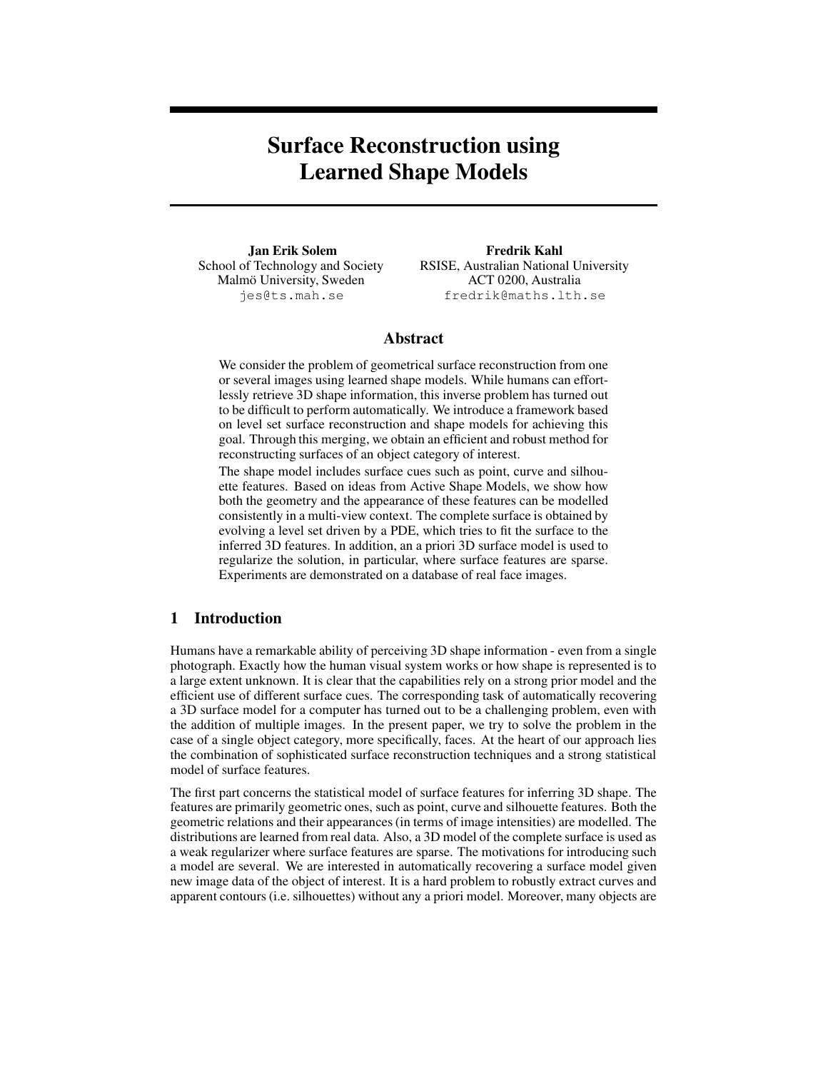# Surface Reconstruction using Learned Shape Models

**Jan Erik Solem**
School of Technology and Society
Malmö University, Sweden
jes@ts.mah.se

**Fredrik Kahl**
RSISE, Australian National University
ACT 0200, Australia
fredrik@maths.lth.se

## Abstract

We consider the problem of geometrical surface reconstruction from one or several images using learned shape models. While humans can effortlessly retrieve 3D shape information, this inverse problem has turned out to be difficult to perform automatically. We introduce a framework based on level set surface reconstruction and shape models for achieving this goal. Through this merging, we obtain an efficient and robust method for reconstructing surfaces of an object category of interest.

The shape model includes surface cues such as point, curve and silhouette features. Based on ideas from Active Shape Models, we show how both the geometry and the appearance of these features can be modelled consistently in a multi-view context. The complete surface is obtained by evolving a level set driven by a PDE, which tries to fit the surface to the inferred 3D features. In addition, an a priori 3D surface model is used to regularize the solution, in particular, where surface features are sparse. Experiments are demonstrated on a database of real face images.

## 1 Introduction

Humans have a remarkable ability of perceiving 3D shape information - even from a single photograph. Exactly how the human visual system works or how shape is represented is to a large extent unknown. It is clear that the capabilities rely on a strong prior model and the efficient use of different surface cues. The corresponding task of automatically recovering a 3D surface model for a computer has turned out to be a challenging problem, even with the addition of multiple images. In the present paper, we try to solve the problem in the case of a single object category, more specifically, faces. At the heart of our approach lies the combination of sophisticated surface reconstruction techniques and a strong statistical model of surface features.

The first part concerns the statistical model of surface features for inferring 3D shape. The features are primarily geometric ones, such as point, curve and silhouette features. Both the geometric relations and their appearances (in terms of image intensities) are modelled. The distributions are learned from real data. Also, a 3D model of the complete surface is used as a weak regularizer where surface features are sparse. The motivations for introducing such a model are several. We are interested in automatically recovering a surface model given new image data of the object of interest. It is a hard problem to robustly extract curves and apparent contours (i.e. silhouettes) without any a priori model. Moreover, many objects are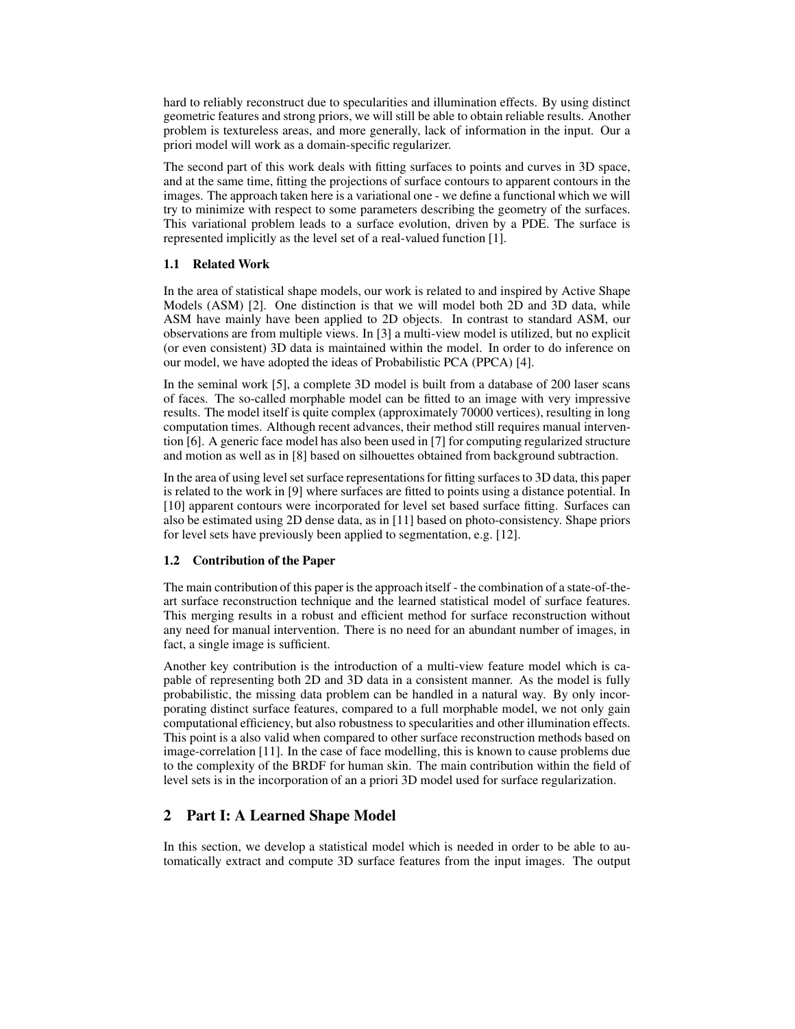hard to reliably reconstruct due to specularities and illumination effects. By using distinct geometric features and strong priors, we will still be able to obtain reliable results. Another problem is textureless areas, and more generally, lack of information in the input. Our a priori model will work as a domain-specific regularizer.

The second part of this work deals with fitting surfaces to points and curves in 3D space, and at the same time, fitting the projections of surface contours to apparent contours in the images. The approach taken here is a variational one - we define a functional which we will try to minimize with respect to some parameters describing the geometry of the surfaces. This variational problem leads to a surface evolution, driven by a PDE. The surface is represented implicitly as the level set of a real-valued function [1].

### 1.1 Related Work

In the area of statistical shape models, our work is related to and inspired by Active Shape Models (ASM) [2]. One distinction is that we will model both 2D and 3D data, while ASM have mainly have been applied to 2D objects. In contrast to standard ASM, our observations are from multiple views. In [3] a multi-view model is utilized, but no explicit (or even consistent) 3D data is maintained within the model. In order to do inference on our model, we have adopted the ideas of Probabilistic PCA (PPCA) [4].

In the seminal work [5], a complete 3D model is built from a database of 200 laser scans of faces. The so-called morphable model can be fitted to an image with very impressive results. The model itself is quite complex (approximately 70000 vertices), resulting in long computation times. Although recent advances, their method still requires manual intervention [6]. A generic face model has also been used in [7] for computing regularized structure and motion as well as in [8] based on silhouettes obtained from background subtraction.

In the area of using level set surface representations for fitting surfaces to 3D data, this paper is related to the work in [9] where surfaces are fitted to points using a distance potential. In [10] apparent contours were incorporated for level set based surface fitting. Surfaces can also be estimated using 2D dense data, as in [11] based on photo-consistency. Shape priors for level sets have previously been applied to segmentation, e.g. [12].

### 1.2 Contribution of the Paper

The main contribution of this paper is the approach itself - the combination of a state-of-the-art surface reconstruction technique and the learned statistical model of surface features. This merging results in a robust and efficient method for surface reconstruction without any need for manual intervention. There is no need for an abundant number of images, in fact, a single image is sufficient.

Another key contribution is the introduction of a multi-view feature model which is capable of representing both 2D and 3D data in a consistent manner. As the model is fully probabilistic, the missing data problem can be handled in a natural way. By only incorporating distinct surface features, compared to a full morphable model, we not only gain computational efficiency, but also robustness to specularities and other illumination effects. This point is a also valid when compared to other surface reconstruction methods based on image-correlation [11]. In the case of face modelling, this is known to cause problems due to the complexity of the BRDF for human skin. The main contribution within the field of level sets is in the incorporation of an a priori 3D model used for surface regularization.

## 2 Part I: A Learned Shape Model

In this section, we develop a statistical model which is needed in order to be able to automatically extract and compute 3D surface features from the input images. The output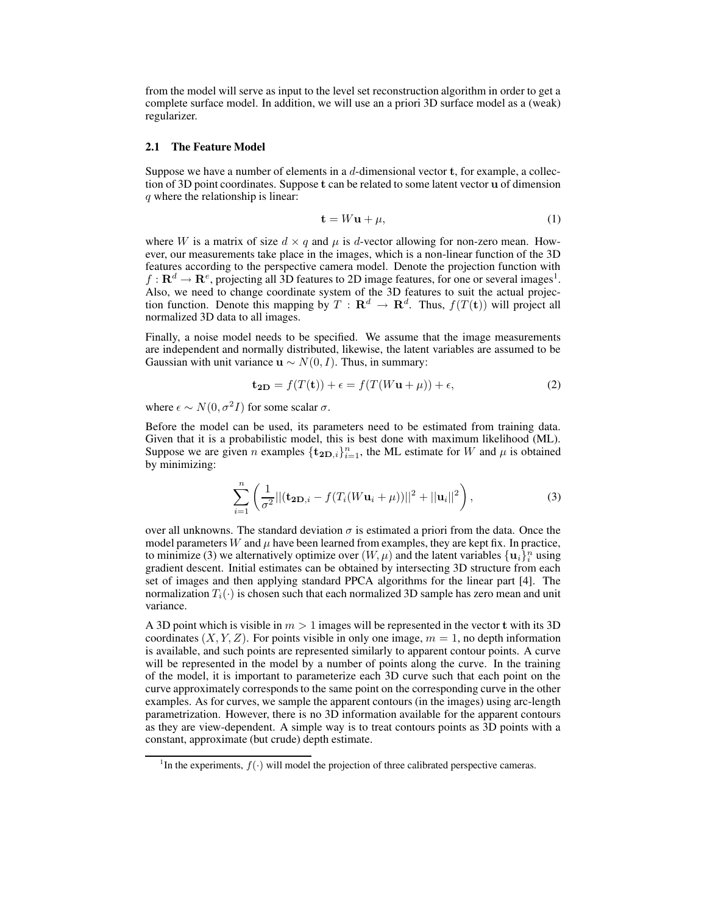from the model will serve as input to the level set reconstruction algorithm in order to get a complete surface model. In addition, we will use an a priori 3D surface model as a (weak) regularizer.

### 2.1 The Feature Model

Suppose we have a number of elements in a $d$-dimensional vector $\mathbf{t}$, for example, a collection of 3D point coordinates. Suppose $\mathbf{t}$ can be related to some latent vector $\mathbf{u}$ of dimension $q$ where the relationship is linear:

$$\mathbf{t} = W\mathbf{u} + \mu, \tag{1}$$

where $W$ is a matrix of size $d \times q$ and $\mu$ is $d$-vector allowing for non-zero mean. However, our measurements take place in the images, which is a non-linear function of the 3D features according to the perspective camera model. Denote the projection function with $f : \mathbf{R}^d \to \mathbf{R}^e$, projecting all 3D features to 2D image features, for one or several images[1]. Also, we need to change coordinate system of the 3D features to suit the actual projection function. Denote this mapping by $T : \mathbf{R}^d \to \mathbf{R}^d$. Thus, $f(T(\mathbf{t}))$ will project all normalized 3D data to all images.

Finally, a noise model needs to be specified. We assume that the image measurements are independent and normally distributed, likewise, the latent variables are assumed to be Gaussian with unit variance $\mathbf{u} \sim N(0, I)$. Thus, in summary:

$$\mathbf{t_{2D}} = f(T(\mathbf{t})) + \epsilon = f(T(W\mathbf{u} + \mu)) + \epsilon, \tag{2}$$

where $\epsilon \sim N(0, \sigma^2 I)$ for some scalar $\sigma$.

Before the model can be used, its parameters need to be estimated from training data. Given that it is a probabilistic model, this is best done with maximum likelihood (ML). Suppose we are given $n$ examples $\{\mathbf{t_{2D}}_{,i}\}_{i=1}^n$, the ML estimate for $W$ and $\mu$ is obtained by minimizing:

$$\sum_{i=1}^{n} \left( \frac{1}{\sigma^2} ||(\mathbf{t_{2D}}_{,i} - f(T_i(W\mathbf{u}_i + \mu))||^2 + ||\mathbf{u}_i||^2 \right), \tag{3}$$

over all unknowns. The standard deviation $\sigma$ is estimated a priori from the data. Once the model parameters $W$ and $\mu$ have been learned from examples, they are kept fix. In practice, to minimize (3) we alternatively optimize over $(W, \mu)$ and the latent variables $\{\mathbf{u}_i\}_i^n$ using gradient descent. Initial estimates can be obtained by intersecting 3D structure from each set of images and then applying standard PPCA algorithms for the linear part [4]. The normalization $T_i(\cdot)$ is chosen such that each normalized 3D sample has zero mean and unit variance.

A 3D point which is visible in $m > 1$ images will be represented in the vector $\mathbf{t}$ with its 3D coordinates $(X, Y, Z)$. For points visible in only one image, $m = 1$, no depth information is available, and such points are represented similarly to apparent contour points. A curve will be represented in the model by a number of points along the curve. In the training of the model, it is important to parameterize each 3D curve such that each point on the curve approximately corresponds to the same point on the corresponding curve in the other examples. As for curves, we sample the apparent contours (in the images) using arc-length parametrization. However, there is no 3D information available for the apparent contours as they are view-dependent. A simple way is to treat contours points as 3D points with a constant, approximate (but crude) depth estimate.

[1] In the experiments, $f(\cdot)$ will model the projection of three calibrated perspective cameras.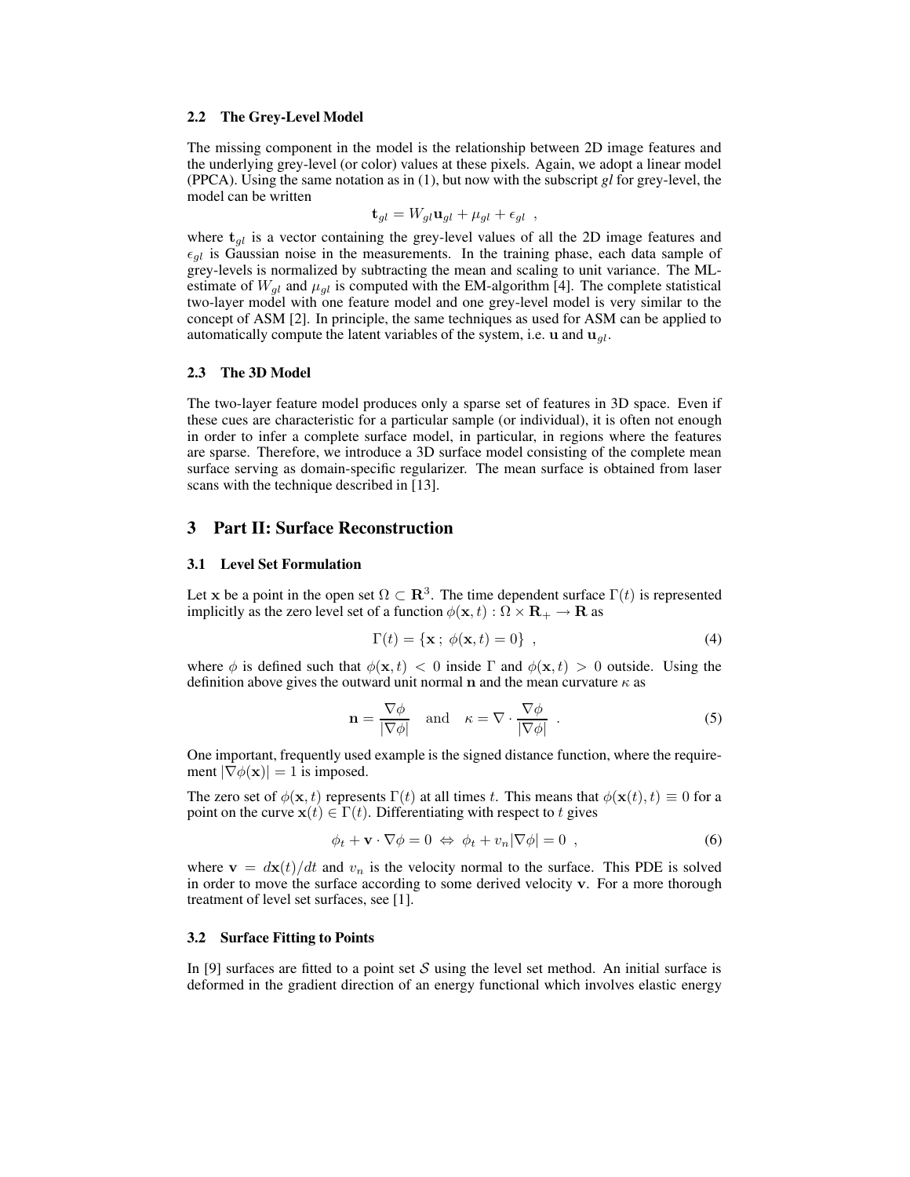### 2.2 The Grey-Level Model

The missing component in the model is the relationship between 2D image features and the underlying grey-level (or color) values at these pixels. Again, we adopt a linear model (PPCA). Using the same notation as in (1), but now with the subscript *gl* for grey-level, the model can be written

$$\mathbf{t}_{gl} = W_{gl}\mathbf{u}_{gl} + \mu_{gl} + \epsilon_{gl} \ ,$$

where $\mathbf{t}_{gl}$ is a vector containing the grey-level values of all the 2D image features and $\epsilon_{gl}$ is Gaussian noise in the measurements. In the training phase, each data sample of grey-levels is normalized by subtracting the mean and scaling to unit variance. The ML-estimate of $W_{gl}$ and $\mu_{gl}$ is computed with the EM-algorithm [4]. The complete statistical two-layer model with one feature model and one grey-level model is very similar to the concept of ASM [2]. In principle, the same techniques as used for ASM can be applied to automatically compute the latent variables of the system, i.e. $\mathbf{u}$ and $\mathbf{u}_{gl}$.

### 2.3 The 3D Model

The two-layer feature model produces only a sparse set of features in 3D space. Even if these cues are characteristic for a particular sample (or individual), it is often not enough in order to infer a complete surface model, in particular, in regions where the features are sparse. Therefore, we introduce a 3D surface model consisting of the complete mean surface serving as domain-specific regularizer. The mean surface is obtained from laser scans with the technique described in [13].

## 3 Part II: Surface Reconstruction

### 3.1 Level Set Formulation

Let $\mathbf{x}$ be a point in the open set $\Omega \subset \mathbf{R}^3$. The time dependent surface $\Gamma(t)$ is represented implicitly as the zero level set of a function $\phi(\mathbf{x}, t) : \Omega \times \mathbf{R}_+ \to \mathbf{R}$ as

$$\Gamma(t) = \{\mathbf{x} \, ; \, \phi(\mathbf{x}, t) = 0\} \ , \tag{4}$$

where $\phi$ is defined such that $\phi(\mathbf{x}, t) < 0$ inside $\Gamma$ and $\phi(\mathbf{x}, t) > 0$ outside. Using the definition above gives the outward unit normal $\mathbf{n}$ and the mean curvature $\kappa$ as

$$\mathbf{n} = \frac{\nabla \phi}{|\nabla \phi|} \quad \text{and} \quad \kappa = \nabla \cdot \frac{\nabla \phi}{|\nabla \phi|} \ . \tag{5}$$

One important, frequently used example is the signed distance function, where the requirement $|\nabla \phi(\mathbf{x})| = 1$ is imposed.

The zero set of $\phi(\mathbf{x}, t)$ represents $\Gamma(t)$ at all times $t$. This means that $\phi(\mathbf{x}(t), t) \equiv 0$ for a point on the curve $\mathbf{x}(t) \in \Gamma(t)$. Differentiating with respect to $t$ gives

$$\phi_t + \mathbf{v} \cdot \nabla \phi = 0 \ \Leftrightarrow \ \phi_t + v_n |\nabla \phi| = 0 \ , \tag{6}$$

where $\mathbf{v} = d\mathbf{x}(t)/dt$ and $v_n$ is the velocity normal to the surface. This PDE is solved in order to move the surface according to some derived velocity $\mathbf{v}$. For a more thorough treatment of level set surfaces, see [1].

### 3.2 Surface Fitting to Points

In [9] surfaces are fitted to a point set $\mathcal{S}$ using the level set method. An initial surface is deformed in the gradient direction of an energy functional which involves elastic energy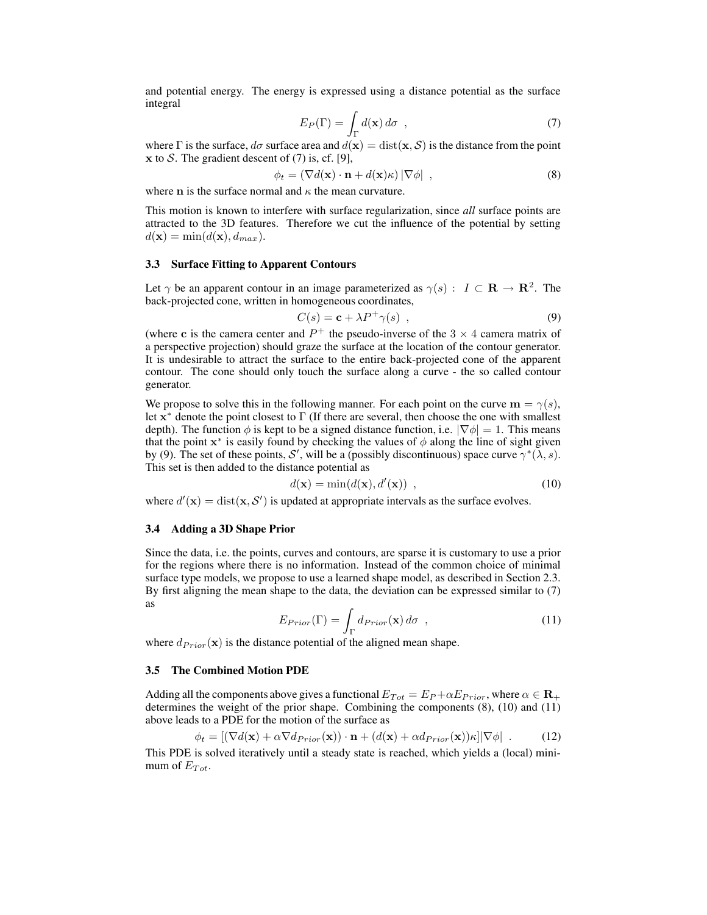and potential energy. The energy is expressed using a distance potential as the surface integral

$$E_P(\Gamma) = \int_\Gamma d(\mathbf{x})\, d\sigma \ \ , \tag{7}$$

where $\Gamma$ is the surface, $d\sigma$ surface area and $d(\mathbf{x}) = \mathrm{dist}(\mathbf{x}, \mathcal{S})$ is the distance from the point $\mathbf{x}$ to $\mathcal{S}$. The gradient descent of (7) is, cf. [9],

$$\phi_t = (\nabla d(\mathbf{x}) \cdot \mathbf{n} + d(\mathbf{x})\kappa)\, |\nabla \phi| \ \ , \tag{8}$$

where $\mathbf{n}$ is the surface normal and $\kappa$ the mean curvature.

This motion is known to interfere with surface regularization, since *all* surface points are attracted to the 3D features. Therefore we cut the influence of the potential by setting $d(\mathbf{x}) = \min(d(\mathbf{x}), d_{max})$.

### 3.3 Surface Fitting to Apparent Contours

Let $\gamma$ be an apparent contour in an image parameterized as $\gamma(s) : \ I \subset \mathbf{R} \to \mathbf{R}^2$. The back-projected cone, written in homogeneous coordinates,

$$C(s) = \mathbf{c} + \lambda P^+ \gamma(s) \ \ , \tag{9}$$

(where $\mathbf{c}$ is the camera center and $P^+$ the pseudo-inverse of the $3 \times 4$ camera matrix of a perspective projection) should graze the surface at the location of the contour generator. It is undesirable to attract the surface to the entire back-projected cone of the apparent contour. The cone should only touch the surface along a curve - the so called contour generator.

We propose to solve this in the following manner. For each point on the curve $\mathbf{m} = \gamma(s)$, let $\mathbf{x}^*$ denote the point closest to $\Gamma$ (If there are several, then choose the one with smallest depth). The function $\phi$ is kept to be a signed distance function, i.e. $|\nabla \phi| = 1$. This means that the point $\mathbf{x}^*$ is easily found by checking the values of $\phi$ along the line of sight given by (9). The set of these points, $\mathcal{S}'$, will be a (possibly discontinuous) space curve $\gamma^*(\lambda, s)$. This set is then added to the distance potential as

$$d(\mathbf{x}) = \min(d(\mathbf{x}), d'(\mathbf{x})) \ \ , \tag{10}$$

where $d'(\mathbf{x}) = \mathrm{dist}(\mathbf{x}, \mathcal{S}')$ is updated at appropriate intervals as the surface evolves.

### 3.4 Adding a 3D Shape Prior

Since the data, i.e. the points, curves and contours, are sparse it is customary to use a prior for the regions where there is no information. Instead of the common choice of minimal surface type models, we propose to use a learned shape model, as described in Section 2.3. By first aligning the mean shape to the data, the deviation can be expressed similar to (7) as

$$E_{Prior}(\Gamma) = \int_\Gamma d_{Prior}(\mathbf{x})\, d\sigma \ \ , \tag{11}$$

where $d_{Prior}(\mathbf{x})$ is the distance potential of the aligned mean shape.

### 3.5 The Combined Motion PDE

Adding all the components above gives a functional $E_{Tot} = E_P + \alpha E_{Prior}$, where $\alpha \in \mathbf{R}_+$ determines the weight of the prior shape. Combining the components (8), (10) and (11) above leads to a PDE for the motion of the surface as

$$\phi_t = [(\nabla d(\mathbf{x}) + \alpha \nabla d_{Prior}(\mathbf{x})) \cdot \mathbf{n} + (d(\mathbf{x}) + \alpha d_{Prior}(\mathbf{x}))\kappa] |\nabla \phi| \ \ . \tag{12}$$

This PDE is solved iteratively until a steady state is reached, which yields a (local) minimum of $E_{Tot}$.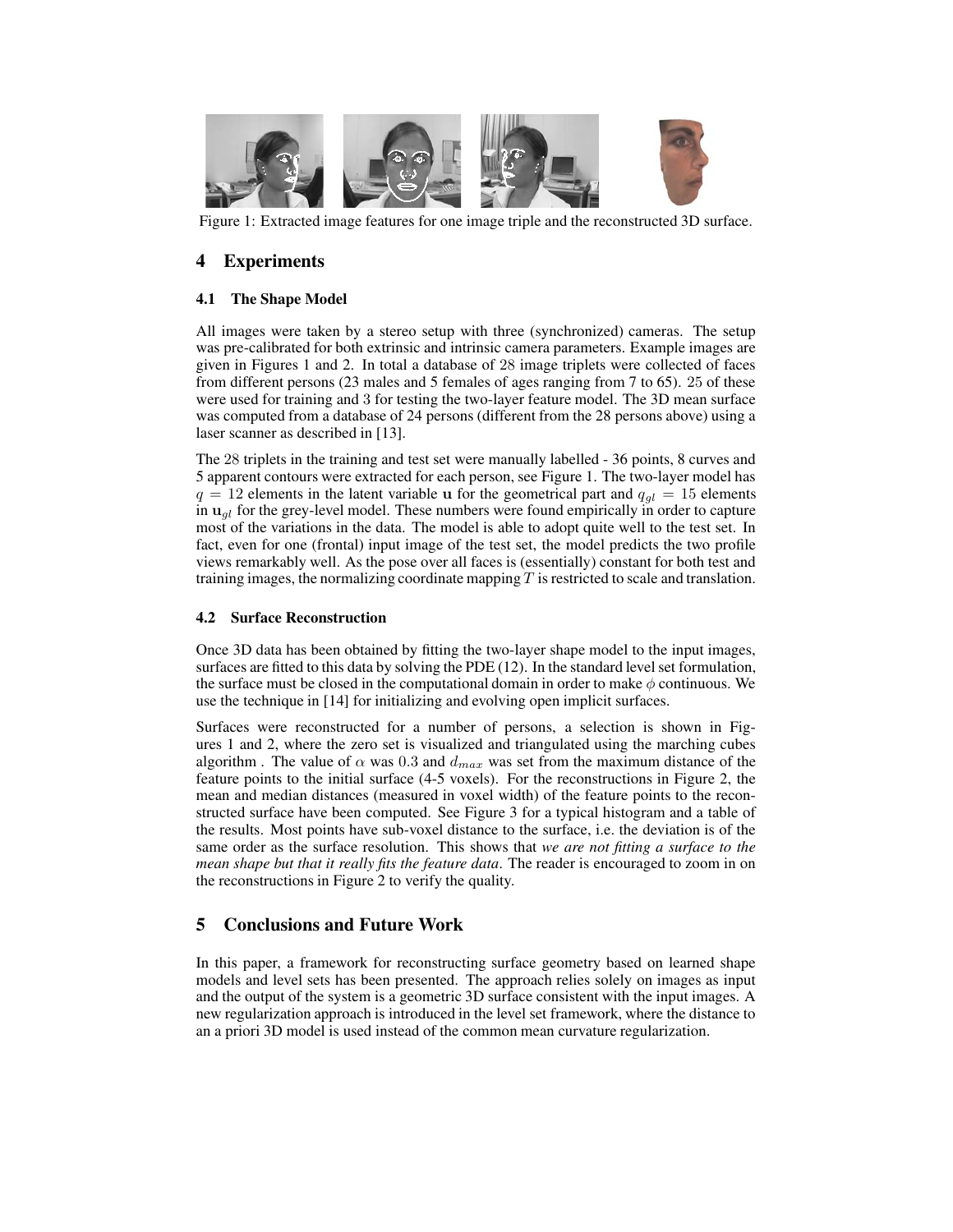Figure 1: Extracted image features for one image triple and the reconstructed 3D surface.

## 4 Experiments

### 4.1 The Shape Model

All images were taken by a stereo setup with three (synchronized) cameras. The setup was pre-calibrated for both extrinsic and intrinsic camera parameters. Example images are given in Figures 1 and 2. In total a database of 28 image triplets were collected of faces from different persons (23 males and 5 females of ages ranging from 7 to 65). 25 of these were used for training and 3 for testing the two-layer feature model. The 3D mean surface was computed from a database of 24 persons (different from the 28 persons above) using a laser scanner as described in [13].

The 28 triplets in the training and test set were manually labelled - 36 points, 8 curves and 5 apparent contours were extracted for each person, see Figure 1. The two-layer model has $q = 12$ elements in the latent variable $\mathbf{u}$ for the geometrical part and $q_{gl} = 15$ elements in $\mathbf{u}_{gl}$ for the grey-level model. These numbers were found empirically in order to capture most of the variations in the data. The model is able to adopt quite well to the test set. In fact, even for one (frontal) input image of the test set, the model predicts the two profile views remarkably well. As the pose over all faces is (essentially) constant for both test and training images, the normalizing coordinate mapping $T$ is restricted to scale and translation.

### 4.2 Surface Reconstruction

Once 3D data has been obtained by fitting the two-layer shape model to the input images, surfaces are fitted to this data by solving the PDE (12). In the standard level set formulation, the surface must be closed in the computational domain in order to make $\phi$ continuous. We use the technique in [14] for initializing and evolving open implicit surfaces.

Surfaces were reconstructed for a number of persons, a selection is shown in Figures 1 and 2, where the zero set is visualized and triangulated using the marching cubes algorithm . The value of $\alpha$ was 0.3 and $d_{max}$ was set from the maximum distance of the feature points to the initial surface (4-5 voxels). For the reconstructions in Figure 2, the mean and median distances (measured in voxel width) of the feature points to the reconstructed surface have been computed. See Figure 3 for a typical histogram and a table of the results. Most points have sub-voxel distance to the surface, i.e. the deviation is of the same order as the surface resolution. This shows that *we are not fitting a surface to the mean shape but that it really fits the feature data*. The reader is encouraged to zoom in on the reconstructions in Figure 2 to verify the quality.

## 5 Conclusions and Future Work

In this paper, a framework for reconstructing surface geometry based on learned shape models and level sets has been presented. The approach relies solely on images as input and the output of the system is a geometric 3D surface consistent with the input images. A new regularization approach is introduced in the level set framework, where the distance to an a priori 3D model is used instead of the common mean curvature regularization.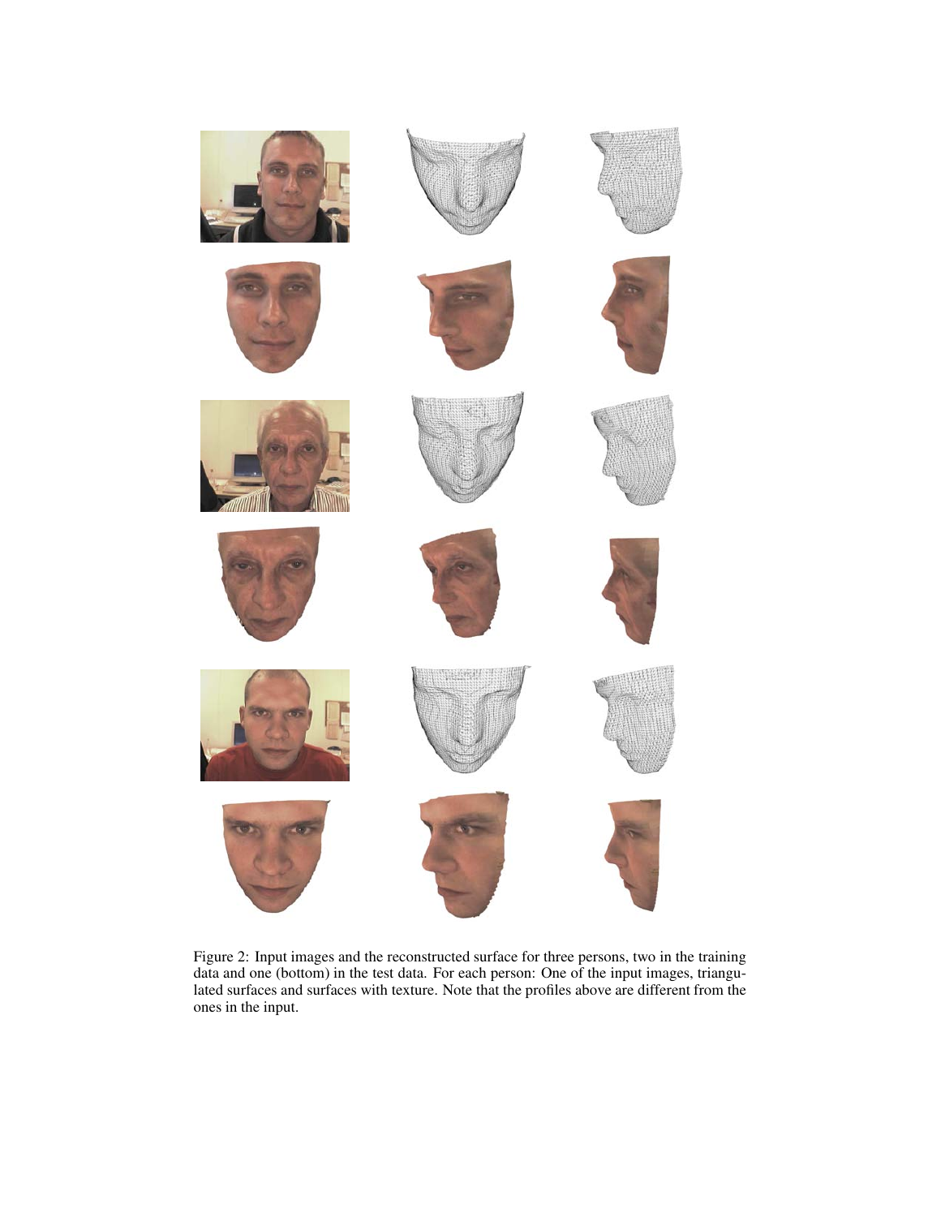Figure 2: Input images and the reconstructed surface for three persons, two in the training data and one (bottom) in the test data. For each person: One of the input images, triangulated surfaces and surfaces with texture. Note that the profiles above are different from the ones in the input.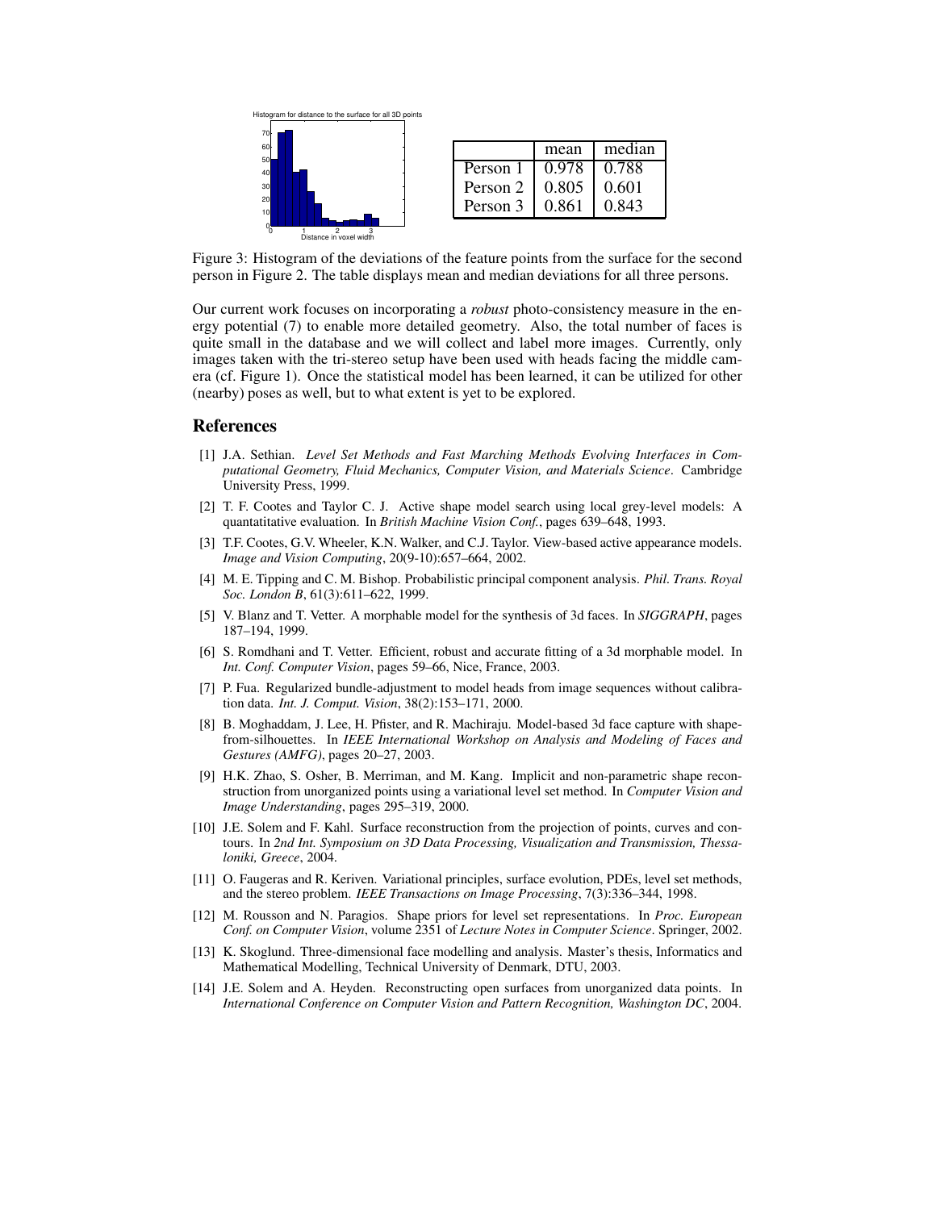Histogram for distance to the surface for all 3D points

70
60
50
40
30
20
10
0

0 1 2 3

Distance in voxel width

| | mean | median |
|---|---|---|
| Person 1 | 0.978 | 0.788 |
| Person 2 | 0.805 | 0.601 |
| Person 3 | 0.861 | 0.843 |

Figure 3: Histogram of the deviations of the feature points from the surface for the second person in Figure 2. The table displays mean and median deviations for all three persons.

Our current work focuses on incorporating a *robust* photo-consistency measure in the energy potential (7) to enable more detailed geometry. Also, the total number of faces is quite small in the database and we will collect and label more images. Currently, only images taken with the tri-stereo setup have been used with heads facing the middle camera (cf. Figure 1). Once the statistical model has been learned, it can be utilized for other (nearby) poses as well, but to what extent is yet to be explored.

## References

[1] J.A. Sethian. *Level Set Methods and Fast Marching Methods Evolving Interfaces in Computational Geometry, Fluid Mechanics, Computer Vision, and Materials Science*. Cambridge University Press, 1999.

[2] T. F. Cootes and Taylor C. J. Active shape model search using local grey-level models: A quantatitative evaluation. In *British Machine Vision Conf.*, pages 639–648, 1993.

[3] T.F. Cootes, G.V. Wheeler, K.N. Walker, and C.J. Taylor. View-based active appearance models. *Image and Vision Computing*, 20(9-10):657–664, 2002.

[4] M. E. Tipping and C. M. Bishop. Probabilistic principal component analysis. *Phil. Trans. Royal Soc. London B*, 61(3):611–622, 1999.

[5] V. Blanz and T. Vetter. A morphable model for the synthesis of 3d faces. In *SIGGRAPH*, pages 187–194, 1999.

[6] S. Romdhani and T. Vetter. Efficient, robust and accurate fitting of a 3d morphable model. In *Int. Conf. Computer Vision*, pages 59–66, Nice, France, 2003.

[7] P. Fua. Regularized bundle-adjustment to model heads from image sequences without calibration data. *Int. J. Comput. Vision*, 38(2):153–171, 2000.

[8] B. Moghaddam, J. Lee, H. Pfister, and R. Machiraju. Model-based 3d face capture with shape-from-silhouettes. In *IEEE International Workshop on Analysis and Modeling of Faces and Gestures (AMFG)*, pages 20–27, 2003.

[9] H.K. Zhao, S. Osher, B. Merriman, and M. Kang. Implicit and non-parametric shape reconstruction from unorganized points using a variational level set method. In *Computer Vision and Image Understanding*, pages 295–319, 2000.

[10] J.E. Solem and F. Kahl. Surface reconstruction from the projection of points, curves and contours. In *2nd Int. Symposium on 3D Data Processing, Visualization and Transmission, Thessaloniki, Greece*, 2004.

[11] O. Faugeras and R. Keriven. Variational principles, surface evolution, PDEs, level set methods, and the stereo problem. *IEEE Transactions on Image Processing*, 7(3):336–344, 1998.

[12] M. Rousson and N. Paragios. Shape priors for level set representations. In *Proc. European Conf. on Computer Vision*, volume 2351 of *Lecture Notes in Computer Science*. Springer, 2002.

[13] K. Skoglund. Three-dimensional face modelling and analysis. Master's thesis, Informatics and Mathematical Modelling, Technical University of Denmark, DTU, 2003.

[14] J.E. Solem and A. Heyden. Reconstructing open surfaces from unorganized data points. In *International Conference on Computer Vision and Pattern Recognition, Washington DC*, 2004.